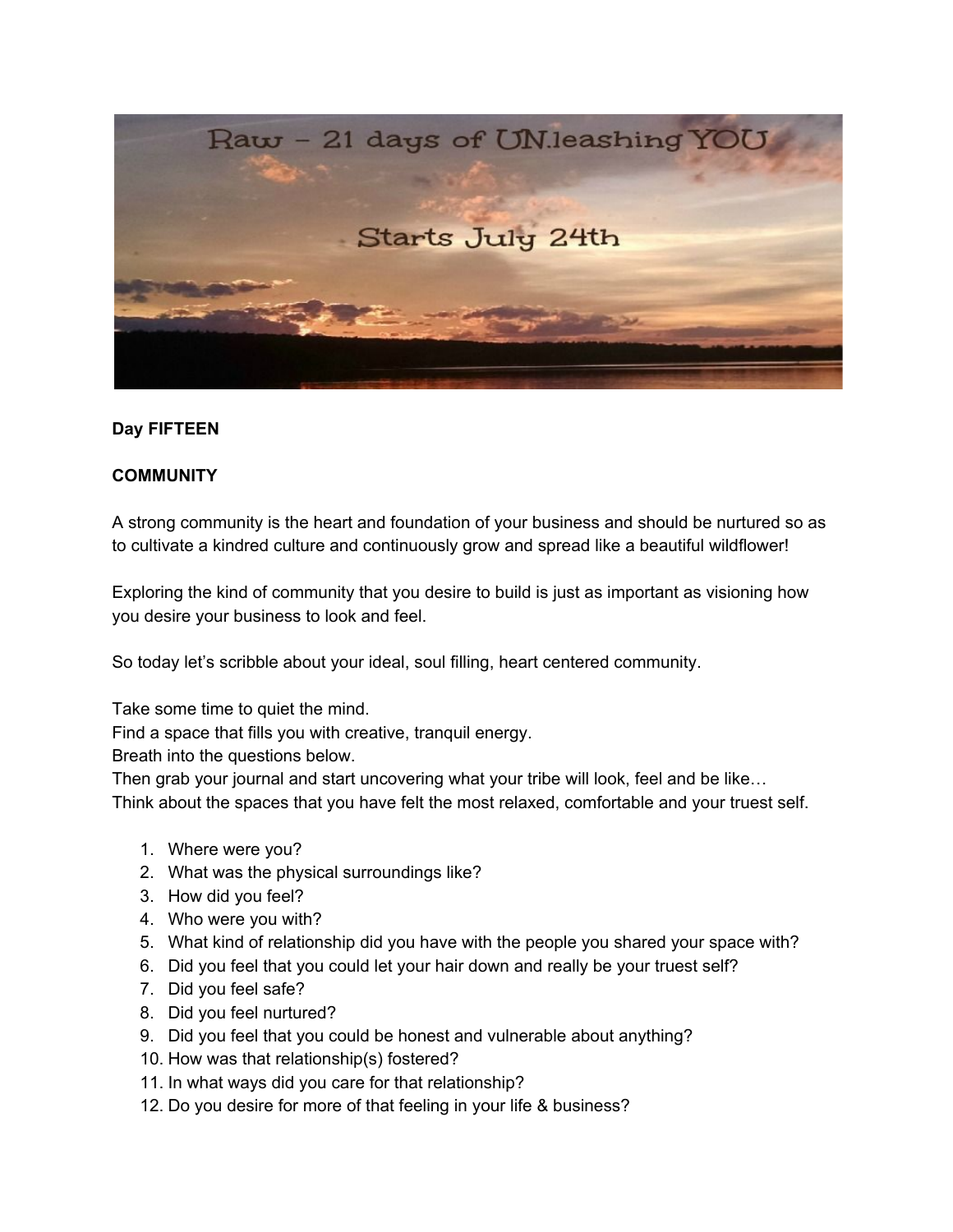Raw – 21 days of UN.leashing YOU

Starts July 24th

**Day FIFTEEN**

**COMMUNITY**

A strong community is the heart and foundation of your business and should be nurtured so as to cultivate a kindred culture and continuously grow and spread like a beautiful wildflower!

Exploring the kind of community that you desire to build is just as important as visioning how you desire your business to look and feel.

So today let's scribble about your ideal, soul filling, heart centered community.

Take some time to quiet the mind.
Find a space that fills you with creative, tranquil energy.
Breath into the questions below.
Then grab your journal and start uncovering what your tribe will look, feel and be like…
Think about the spaces that you have felt the most relaxed, comfortable and your truest self.

1. Where were you?
2. What was the physical surroundings like?
3. How did you feel?
4. Who were you with?
5. What kind of relationship did you have with the people you shared your space with?
6. Did you feel that you could let your hair down and really be your truest self?
7. Did you feel safe?
8. Did you feel nurtured?
9. Did you feel that you could be honest and vulnerable about anything?
10. How was that relationship(s) fostered?
11. In what ways did you care for that relationship?
12. Do you desire for more of that feeling in your life & business?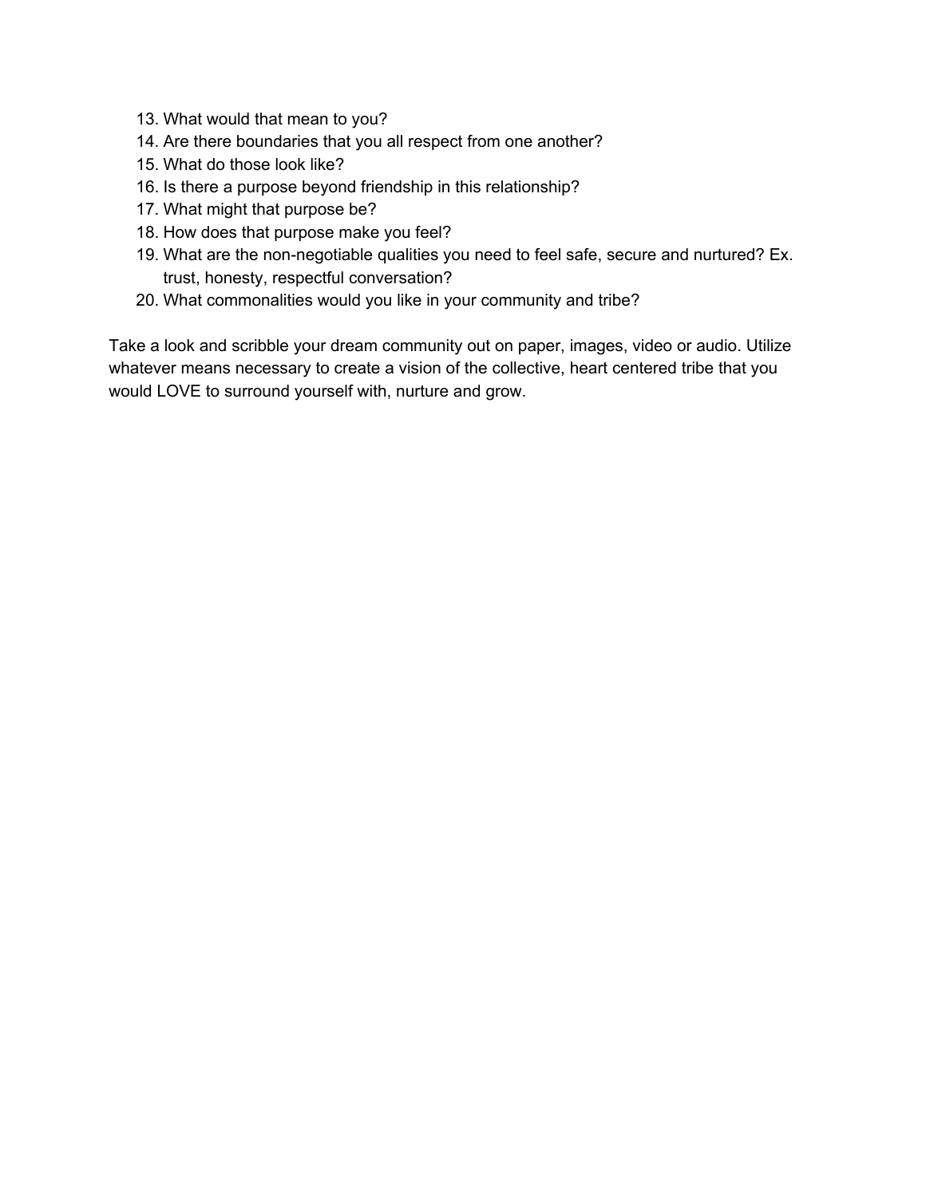13. What would that mean to you?
14. Are there boundaries that you all respect from one another?
15. What do those look like?
16. Is there a purpose beyond friendship in this relationship?
17. What might that purpose be?
18. How does that purpose make you feel?
19. What are the non-negotiable qualities you need to feel safe, secure and nurtured? Ex. trust, honesty, respectful conversation?
20. What commonalities would you like in your community and tribe?

Take a look and scribble your dream community out on paper, images, video or audio. Utilize whatever means necessary to create a vision of the collective, heart centered tribe that you would LOVE to surround yourself with, nurture and grow.